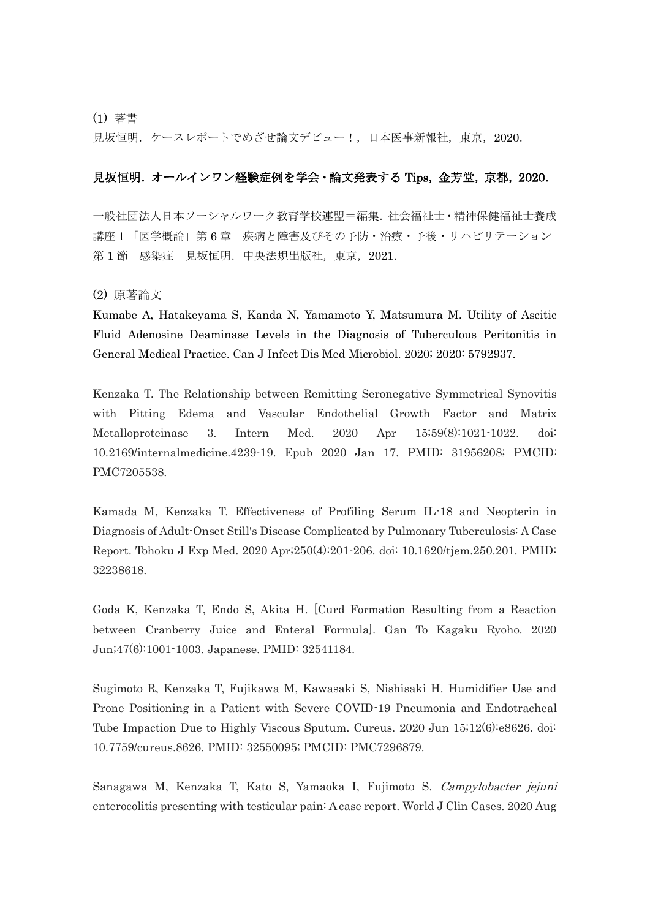(1) 著書

見坂恒明．ケースレポートでめざせ論文デビュー！，日本医事新報社，東京，2020.

**見坂恒明．オールインワン経験症例を学会・論文発表する Tips，金芳堂，京都，2020.**

一般社団法人日本ソーシャルワーク教育学校連盟＝編集．社会福祉士・精神保健福祉士養成講座 1 「医学概論」第 6 章　疾病と障害及びその予防・治療・予後・リハビリテーション　第 1 節　感染症　見坂恒明．中央法規出版社，東京，2021.

(2) 原著論文

Kumabe A, Hatakeyama S, Kanda N, Yamamoto Y, Matsumura M. Utility of Ascitic Fluid Adenosine Deaminase Levels in the Diagnosis of Tuberculous Peritonitis in General Medical Practice. Can J Infect Dis Med Microbiol. 2020; 2020: 5792937.

Kenzaka T. The Relationship between Remitting Seronegative Symmetrical Synovitis with Pitting Edema and Vascular Endothelial Growth Factor and Matrix Metalloproteinase 3. Intern Med. 2020 Apr 15;59(8):1021-1022. doi: 10.2169/internalmedicine.4239-19. Epub 2020 Jan 17. PMID: 31956208; PMCID: PMC7205538.

Kamada M, Kenzaka T. Effectiveness of Profiling Serum IL-18 and Neopterin in Diagnosis of Adult-Onset Still's Disease Complicated by Pulmonary Tuberculosis: A Case Report. Tohoku J Exp Med. 2020 Apr;250(4):201-206. doi: 10.1620/tjem.250.201. PMID: 32238618.

Goda K, Kenzaka T, Endo S, Akita H. [Curd Formation Resulting from a Reaction between Cranberry Juice and Enteral Formula]. Gan To Kagaku Ryoho. 2020 Jun;47(6):1001-1003. Japanese. PMID: 32541184.

Sugimoto R, Kenzaka T, Fujikawa M, Kawasaki S, Nishisaki H. Humidifier Use and Prone Positioning in a Patient with Severe COVID-19 Pneumonia and Endotracheal Tube Impaction Due to Highly Viscous Sputum. Cureus. 2020 Jun 15;12(6):e8626. doi: 10.7759/cureus.8626. PMID: 32550095; PMCID: PMC7296879.

Sanagawa M, Kenzaka T, Kato S, Yamaoka I, Fujimoto S. *Campylobacter jejuni* enterocolitis presenting with testicular pain: A case report. World J Clin Cases. 2020 Aug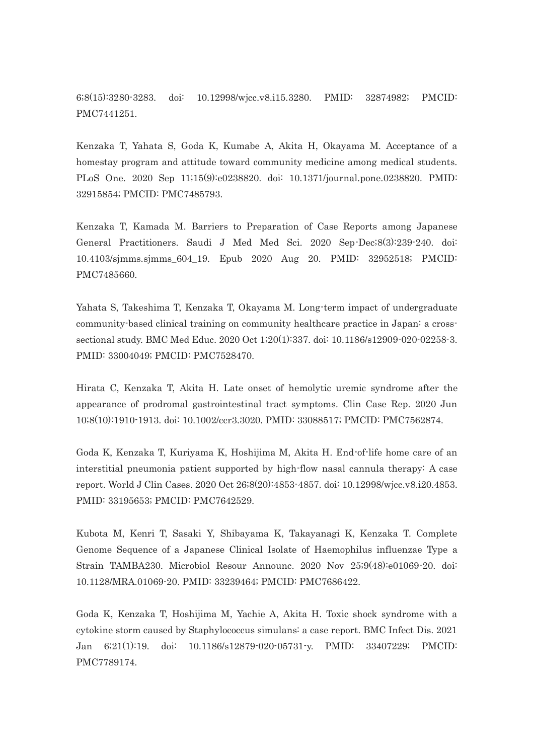6;8(15):3280-3283. doi: 10.12998/wjcc.v8.i15.3280. PMID: 32874982; PMCID: PMC7441251.

Kenzaka T, Yahata S, Goda K, Kumabe A, Akita H, Okayama M. Acceptance of a homestay program and attitude toward community medicine among medical students. PLoS One. 2020 Sep 11;15(9):e0238820. doi: 10.1371/journal.pone.0238820. PMID: 32915854; PMCID: PMC7485793.

Kenzaka T, Kamada M. Barriers to Preparation of Case Reports among Japanese General Practitioners. Saudi J Med Med Sci. 2020 Sep-Dec;8(3):239-240. doi: 10.4103/sjmms.sjmms_604_19. Epub 2020 Aug 20. PMID: 32952518; PMCID: PMC7485660.

Yahata S, Takeshima T, Kenzaka T, Okayama M. Long-term impact of undergraduate community-based clinical training on community healthcare practice in Japan: a cross-sectional study. BMC Med Educ. 2020 Oct 1;20(1):337. doi: 10.1186/s12909-020-02258-3. PMID: 33004049; PMCID: PMC7528470.

Hirata C, Kenzaka T, Akita H. Late onset of hemolytic uremic syndrome after the appearance of prodromal gastrointestinal tract symptoms. Clin Case Rep. 2020 Jun 10;8(10):1910-1913. doi: 10.1002/ccr3.3020. PMID: 33088517; PMCID: PMC7562874.

Goda K, Kenzaka T, Kuriyama K, Hoshijima M, Akita H. End-of-life home care of an interstitial pneumonia patient supported by high-flow nasal cannula therapy: A case report. World J Clin Cases. 2020 Oct 26;8(20):4853-4857. doi: 10.12998/wjcc.v8.i20.4853. PMID: 33195653; PMCID: PMC7642529.

Kubota M, Kenri T, Sasaki Y, Shibayama K, Takayanagi K, Kenzaka T. Complete Genome Sequence of a Japanese Clinical Isolate of Haemophilus influenzae Type a Strain TAMBA230. Microbiol Resour Announc. 2020 Nov 25;9(48):e01069-20. doi: 10.1128/MRA.01069-20. PMID: 33239464; PMCID: PMC7686422.

Goda K, Kenzaka T, Hoshijima M, Yachie A, Akita H. Toxic shock syndrome with a cytokine storm caused by Staphylococcus simulans: a case report. BMC Infect Dis. 2021 Jan 6;21(1):19. doi: 10.1186/s12879-020-05731-y. PMID: 33407229; PMCID: PMC7789174.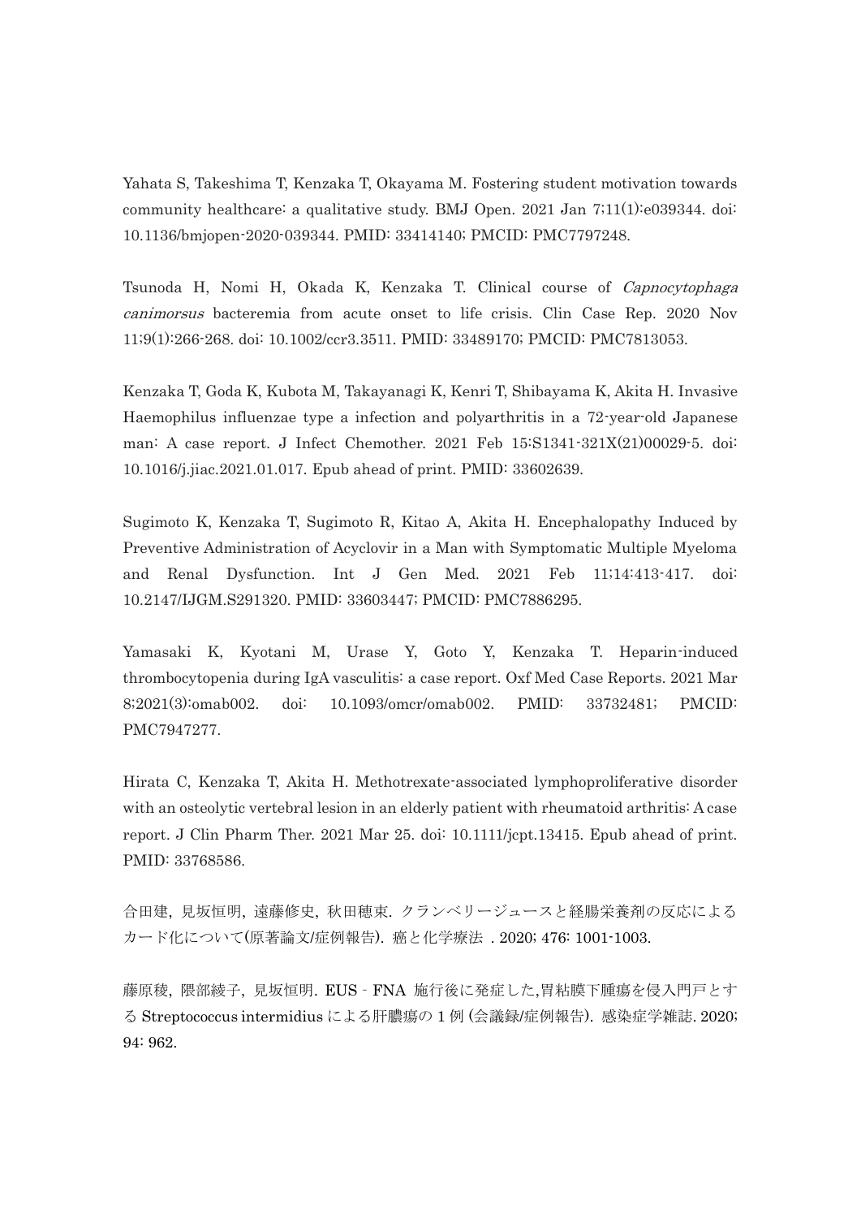Yahata S, Takeshima T, Kenzaka T, Okayama M. Fostering student motivation towards community healthcare: a qualitative study. BMJ Open. 2021 Jan 7;11(1):e039344. doi: 10.1136/bmjopen-2020-039344. PMID: 33414140; PMCID: PMC7797248.

Tsunoda H, Nomi H, Okada K, Kenzaka T. Clinical course of *Capnocytophaga canimorsus* bacteremia from acute onset to life crisis. Clin Case Rep. 2020 Nov 11;9(1):266-268. doi: 10.1002/ccr3.3511. PMID: 33489170; PMCID: PMC7813053.

Kenzaka T, Goda K, Kubota M, Takayanagi K, Kenri T, Shibayama K, Akita H. Invasive Haemophilus influenzae type a infection and polyarthritis in a 72-year-old Japanese man: A case report. J Infect Chemother. 2021 Feb 15:S1341-321X(21)00029-5. doi: 10.1016/j.jiac.2021.01.017. Epub ahead of print. PMID: 33602639.

Sugimoto K, Kenzaka T, Sugimoto R, Kitao A, Akita H. Encephalopathy Induced by Preventive Administration of Acyclovir in a Man with Symptomatic Multiple Myeloma and Renal Dysfunction. Int J Gen Med. 2021 Feb 11;14:413-417. doi: 10.2147/IJGM.S291320. PMID: 33603447; PMCID: PMC7886295.

Yamasaki K, Kyotani M, Urase Y, Goto Y, Kenzaka T. Heparin-induced thrombocytopenia during IgA vasculitis: a case report. Oxf Med Case Reports. 2021 Mar 8;2021(3):omab002. doi: 10.1093/omcr/omab002. PMID: 33732481; PMCID: PMC7947277.

Hirata C, Kenzaka T, Akita H. Methotrexate-associated lymphoproliferative disorder with an osteolytic vertebral lesion in an elderly patient with rheumatoid arthritis: A case report. J Clin Pharm Ther. 2021 Mar 25. doi: 10.1111/jcpt.13415. Epub ahead of print. PMID: 33768586.

合田建，見坂恒明，遠藤修史，秋田穂束．クランベリージュースと経腸栄養剤の反応によるカード化について(原著論文/症例報告)．癌と化学療法 . 2020; 476: 1001-1003.

藤原稜，隈部綾子，見坂恒明．EUS‐FNA 施行後に発症した,胃粘膜下腫瘍を侵入門戸とする Streptococcus intermidius による肝膿瘍の 1 例 (会議録/症例報告)．感染症学雑誌. 2020; 94: 962.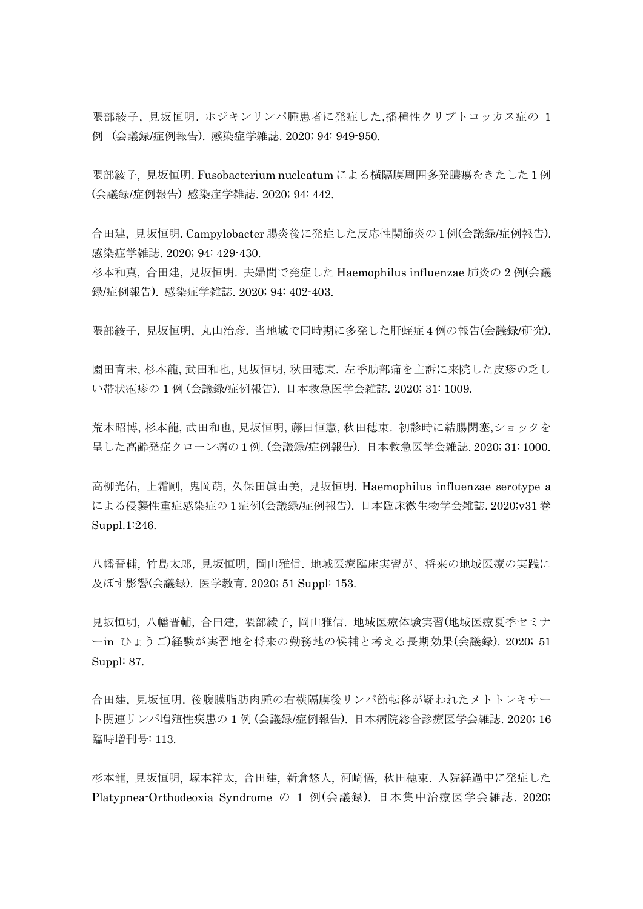隈部綾子, 見坂恒明. ホジキンリンパ腫患者に発症した,播種性クリプトコッカス症の 1 例 (会議録/症例報告). 感染症学雑誌. 2020; 94: 949-950.

隈部綾子, 見坂恒明. Fusobacterium nucleatum による横隔膜周囲多発膿瘍をきたした 1 例 (会議録/症例報告) 感染症学雑誌. 2020; 94: 442.

合田建, 見坂恒明. Campylobacter 腸炎後に発症した反応性関節炎の 1 例(会議録/症例報告). 感染症学雑誌. 2020; 94: 429-430.
杉本和真, 合田建, 見坂恒明. 夫婦間で発症した Haemophilus influenzae 肺炎の 2 例(会議録/症例報告). 感染症学雑誌. 2020; 94: 402-403.

隈部綾子, 見坂恒明, 丸山治彦. 当地域で同時期に多発した肝蛭症 4 例の報告(会議録/研究).

園田育未, 杉本龍, 武田和也, 見坂恒明, 秋田穂束. 左季肋部痛を主訴に来院した皮疹の乏しい帯状疱疹の 1 例 (会議録/症例報告). 日本救急医学会雑誌. 2020; 31: 1009.

荒木昭博, 杉本龍, 武田和也, 見坂恒明, 藤田恒憲, 秋田穂束. 初診時に結腸閉塞,ショックを呈した高齢発症クローン病の 1 例. (会議録/症例報告). 日本救急医学会雑誌. 2020; 31: 1000.

高柳光佑, 上霜剛, 鬼岡萌, 久保田眞由美, 見坂恒明. Haemophilus influenzae serotype a による侵襲性重症感染症の 1 症例(会議録/症例報告). 日本臨床微生物学会雑誌. 2020;v31 巻 Suppl.1:246.

八幡晋輔, 竹島太郎, 見坂恒明, 岡山雅信. 地域医療臨床実習が、将来の地域医療の実践に及ぼす影響(会議録). 医学教育. 2020; 51 Suppl: 153.

見坂恒明, 八幡晋輔, 合田建, 隈部綾子, 岡山雅信. 地域医療体験実習(地域医療夏季セミナーin ひょうご)経験が実習地を将来の勤務地の候補と考える長期効果(会議録). 2020; 51 Suppl: 87.

合田建, 見坂恒明. 後腹膜脂肪肉腫の右横隔膜後リンパ節転移が疑われたメトトレキサート関連リンパ増殖性疾患の 1 例 (会議録/症例報告). 日本病院総合診療医学会雑誌. 2020; 16 臨時増刊号: 113.

杉本龍, 見坂恒明, 塚本祥太, 合田建, 新倉悠人, 河崎悟, 秋田穂束. 入院経過中に発症した Platypnea-Orthodeoxia Syndrome の 1 例(会議録). 日本集中治療医学会雑誌. 2020;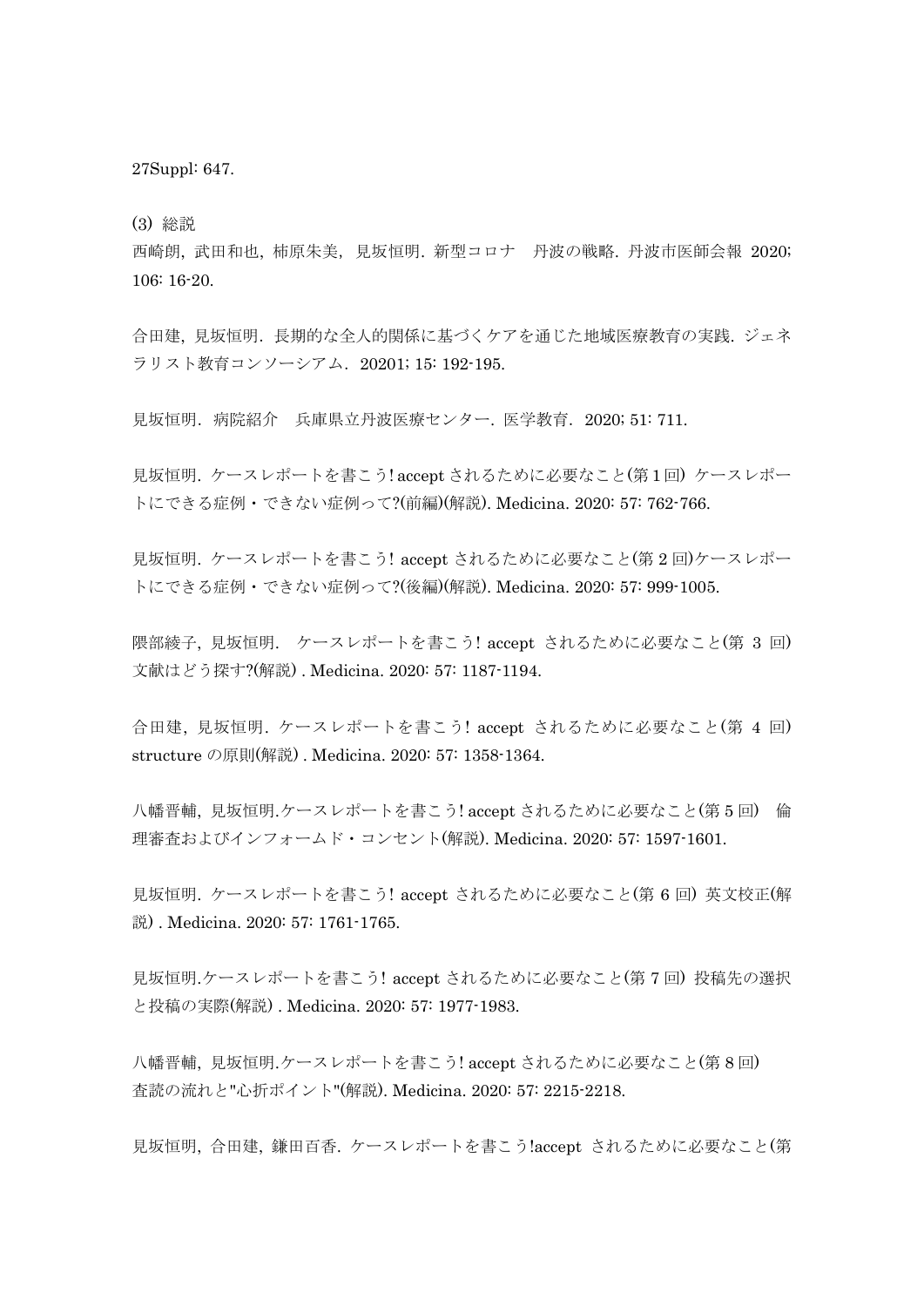27Suppl: 647.

(3) 総説

西崎朗, 武田和也, 柿原朱美, 見坂恒明. 新型コロナ　丹波の戦略. 丹波市医師会報 2020; 106: 16-20.

合田建, 見坂恒明. 長期的な全人的関係に基づくケアを通じた地域医療教育の実践. ジェネラリスト教育コンソーシアム. 20201; 15: 192-195.

見坂恒明. 病院紹介　兵庫県立丹波医療センター. 医学教育. 2020; 51: 711.

見坂恒明. ケースレポートを書こう! accept されるために必要なこと(第 1 回) ケースレポートにできる症例・できない症例って?(前編)(解説). Medicina. 2020: 57: 762-766.

見坂恒明. ケースレポートを書こう! accept されるために必要なこと(第 2 回)ケースレポートにできる症例・できない症例って?(後編)(解説). Medicina. 2020: 57: 999-1005.

隈部綾子, 見坂恒明.　ケースレポートを書こう! accept されるために必要なこと(第 3 回) 文献はどう探す?(解説) . Medicina. 2020: 57: 1187-1194.

合田建, 見坂恒明. ケースレポートを書こう! accept されるために必要なこと(第 4 回) structure の原則(解説) . Medicina. 2020: 57: 1358-1364.

八幡晋輔, 見坂恒明.ケースレポートを書こう! accept されるために必要なこと(第 5 回)　倫理審査およびインフォームド・コンセント(解説). Medicina. 2020: 57: 1597-1601.

見坂恒明. ケースレポートを書こう! accept されるために必要なこと(第 6 回) 英文校正(解説) . Medicina. 2020: 57: 1761-1765.

見坂恒明.ケースレポートを書こう! accept されるために必要なこと(第 7 回) 投稿先の選択と投稿の実際(解説) . Medicina. 2020: 57: 1977-1983.

八幡晋輔, 見坂恒明.ケースレポートを書こう! accept されるために必要なこと(第 8 回) 査読の流れと"心折ポイント"(解説). Medicina. 2020: 57: 2215-2218.

見坂恒明, 合田建, 鎌田百香. ケースレポートを書こう!accept されるために必要なこと(第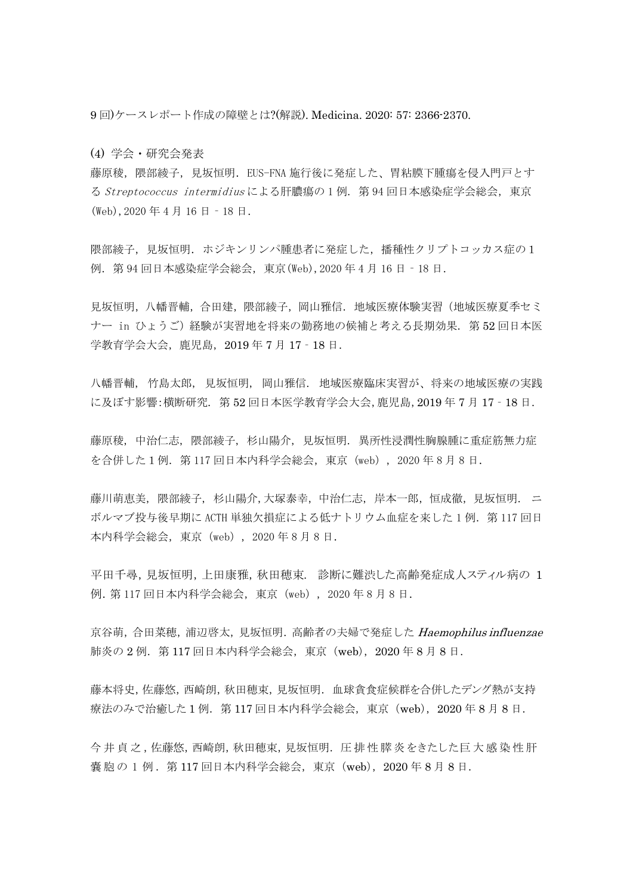9 回)ケースレポート作成の障壁とは?(解説). Medicina. 2020: 57: 2366-2370.

(4) 学会・研究会発表

藤原稜，隈部綾子，見坂恒明．EUS-FNA 施行後に発症した、胃粘膜下腫瘍を侵入門戸とする *Streptococcus intermidius* による肝膿瘍の 1 例．第 94 回日本感染症学会総会，東京(Web)，2020 年 4 月 16 日－18 日．

隈部綾子，見坂恒明．ホジキンリンパ腫患者に発症した，播種性クリプトコッカス症の 1 例．第 94 回日本感染症学会総会，東京(Web)，2020 年 4 月 16 日－18 日．

見坂恒明，八幡晋輔，合田建，隈部綾子，岡山雅信．地域医療体験実習（地域医療夏季セミナー in ひょうご）経験が実習地を将来の勤務地の候補と考える長期効果．第 52 回日本医学教育学会大会，鹿児島，2019 年 7 月 17－18 日．

八幡晋輔，竹島太郎，見坂恒明，岡山雅信．地域医療臨床実習が、将来の地域医療の実践に及ぼす影響:横断研究．第 52 回日本医学教育学会大会，鹿児島，2019 年 7 月 17－18 日．

藤原稜，中治仁志，隈部綾子，杉山陽介，見坂恒明．異所性浸潤性胸腺腫に重症筋無力症を合併した 1 例．第 117 回日本内科学会総会，東京（web），2020 年 8 月 8 日．

藤川萌恵美，隈部綾子，杉山陽介，大塚泰幸，中治仁志，岸本一郎，恒成徹，見坂恒明．ニボルマブ投与後早期に ACTH 単独欠損症による低ナトリウム血症を来した 1 例．第 117 回日本内科学会総会，東京（web），2020 年 8 月 8 日．

平田千尋，見坂恒明，上田康雅，秋田穂束．診断に難渋した高齢発症成人スティル病の 1 例．第 117 回日本内科学会総会，東京（web），2020 年 8 月 8 日．

京谷萌，合田菜穂，浦辺啓太，見坂恒明．高齢者の夫婦で発症した *Haemophilus influenzae* 肺炎の 2 例．第 117 回日本内科学会総会，東京（web），2020 年 8 月 8 日．

藤本将史，佐藤悠，西崎朗，秋田穂束，見坂恒明．血球貪食症候群を合併したデング熱が支持療法のみで治癒した 1 例．第 117 回日本内科学会総会，東京（web），2020 年 8 月 8 日．

今井貞之，佐藤悠，西崎朗，秋田穂束，見坂恒明．圧排性膵炎をきたした巨大感染性肝嚢胞の 1 例．第 117 回日本内科学会総会，東京（web），2020 年 8 月 8 日．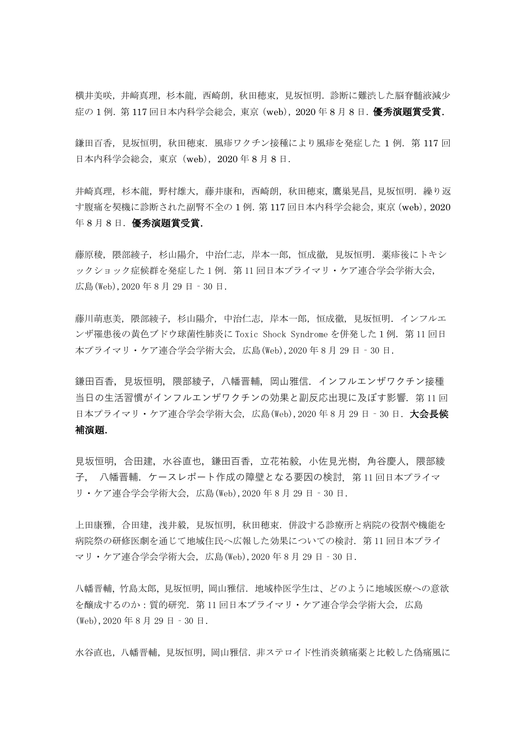横井美咲，井﨑真理，杉本龍，西崎朗，秋田穂束，見坂恒明．診断に難渋した脳脊髄液減少症の 1 例．第 117 回日本内科学会総会，東京（web），2020 年 8 月 8 日．**優秀演題賞受賞．**

鎌田百香，見坂恒明，秋田穂束．風疹ワクチン接種により風疹を発症した 1 例．第 117 回日本内科学会総会，東京（web），2020 年 8 月 8 日．

井﨑真理，杉本龍，野村雄大，藤井康和，西崎朗，秋田穂束，鷹巣晃昌，見坂恒明．繰り返す腹痛を契機に診断された副腎不全の 1 例．第 117 回日本内科学会総会，東京（web），2020 年 8 月 8 日．**優秀演題賞受賞．**

藤原稜，隈部綾子，杉山陽介，中治仁志，岸本一郎，恒成徹，見坂恒明．薬疹後にトキシックショック症候群を発症した 1 例．第 11 回日本プライマリ・ケア連合学会学術大会，広島(Web),2020 年 8 月 29 日‐30 日．

藤川萌恵美，隈部綾子，杉山陽介，中治仁志，岸本一郎，恒成徹，見坂恒明．インフルエンザ罹患後の黄色ブドウ球菌性肺炎に Toxic Shock Syndrome を併発した 1 例．第 11 回日本プライマリ・ケア連合学会学術大会，広島(Web),2020 年 8 月 29 日‐30 日．

鎌田百香，見坂恒明，隈部綾子，八幡晋輔，岡山雅信．インフルエンザワクチン接種当日の生活習慣がインフルエンザワクチンの効果と副反応出現に及ぼす影響．第 11 回日本プライマリ・ケア連合学会学術大会，広島(Web),2020 年 8 月 29 日‐30 日．**大会長候補演題．**

見坂恒明，合田建，水谷直也，鎌田百香，立花祐毅，小佐見光樹，角谷慶人，隈部綾子，　八幡晋輔．ケースレポート作成の障壁となる要因の検討．第 11 回日本プライマリ・ケア連合学会学術大会，広島(Web),2020 年 8 月 29 日‐30 日．

上田康雅，合田建，浅井毅，見坂恒明，秋田穂束．併設する診療所と病院の役割や機能を病院祭の研修医劇を通じて地域住民へ広報した効果についての検討．第 11 回日本プライマリ・ケア連合学会学術大会，広島(Web),2020 年 8 月 29 日‐30 日．

八幡晋輔，竹島太郎，見坂恒明，岡山雅信．地域枠医学生は、どのように地域医療への意欲を醸成するのか：質的研究．第 11 回日本プライマリ・ケア連合学会学術大会，広島(Web),2020 年 8 月 29 日‐30 日．

水谷直也，八幡晋輔，見坂恒明，岡山雅信．非ステロイド性消炎鎮痛薬と比較した偽痛風に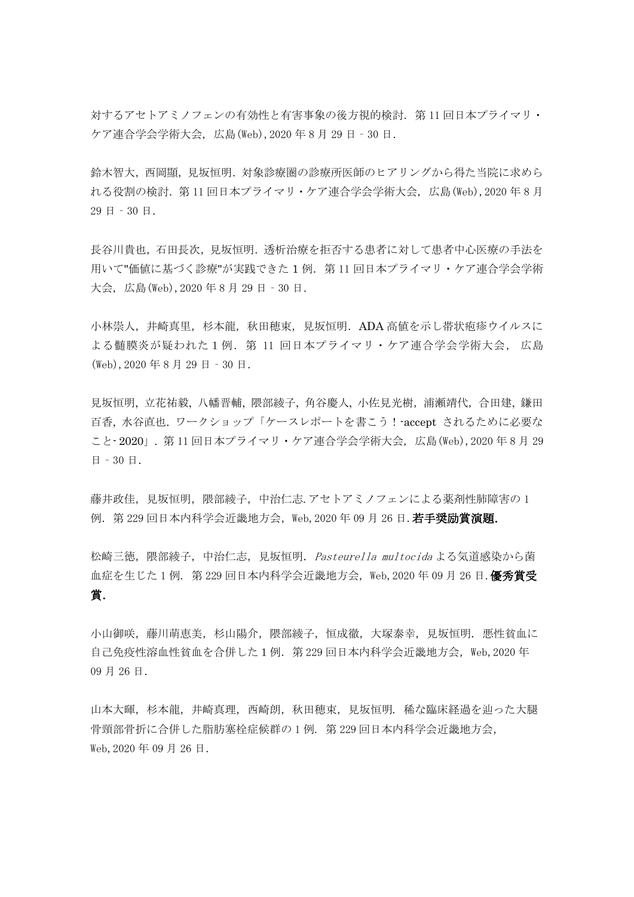対するアセトアミノフェンの有効性と有害事象の後方視的検討．第 11 回日本プライマリ・ケア連合学会学術大会，広島(Web),2020 年 8 月 29 日 - 30 日．

鈴木智大，西岡顕，見坂恒明．対象診療圏の診療所医師のヒアリングから得た当院に求められる役割の検討．第 11 回日本プライマリ・ケア連合学会学術大会，広島(Web),2020 年 8 月 29 日 - 30 日．

長谷川貴也，石田長次，見坂恒明．透析治療を拒否する患者に対して患者中心医療の手法を用いて"価値に基づく診療"が実践できた 1 例．第 11 回日本プライマリ・ケア連合学会学術大会，広島(Web),2020 年 8 月 29 日 - 30 日．

小林崇人，井崎真里，杉本龍，秋田穂束，見坂恒明．ADA 高値を示し帯状疱疹ウイルスによる髄膜炎が疑われた 1 例．第 11 回日本プライマリ・ケア連合学会学術大会，広島(Web),2020 年 8 月 29 日 - 30 日．

見坂恒明，立花祐毅，八幡晋輔，隈部綾子，角谷慶人，小佐見光樹，浦瀬靖代，合田建，鎌田百香，水谷直也．ワークショップ「ケースレポートを書こう！-accept されるために必要なこと- 2020」．第 11 回日本プライマリ・ケア連合学会学術大会，広島(Web),2020 年 8 月 29 日 - 30 日．

藤井政佳，見坂恒明，隈部綾子，中治仁志.アセトアミノフェンによる薬剤性肺障害の 1 例．第 229 回日本内科学会近畿地方会，Web,2020 年 09 月 26 日.**若手奨励賞演題.**

松崎三徳，隈部綾子，中治仁志，見坂恒明．*Pasteurella multocida* よる気道感染から菌血症を生じた 1 例．第 229 回日本内科学会近畿地方会，Web,2020 年 09 月 26 日.**優秀賞受賞.**

小山御咲，藤川萌恵美，杉山陽介，隈部綾子，恒成徹，大塚泰幸，見坂恒明．悪性貧血に自己免疫性溶血性貧血を合併した 1 例．第 229 回日本内科学会近畿地方会，Web,2020 年 09 月 26 日．

山本大暉，杉本龍，井崎真理，西崎朗，秋田穂束，見坂恒明．稀な臨床経過を辿った大腿骨頸部骨折に合併した脂肪塞栓症候群の 1 例．第 229 回日本内科学会近畿地方会，Web,2020 年 09 月 26 日．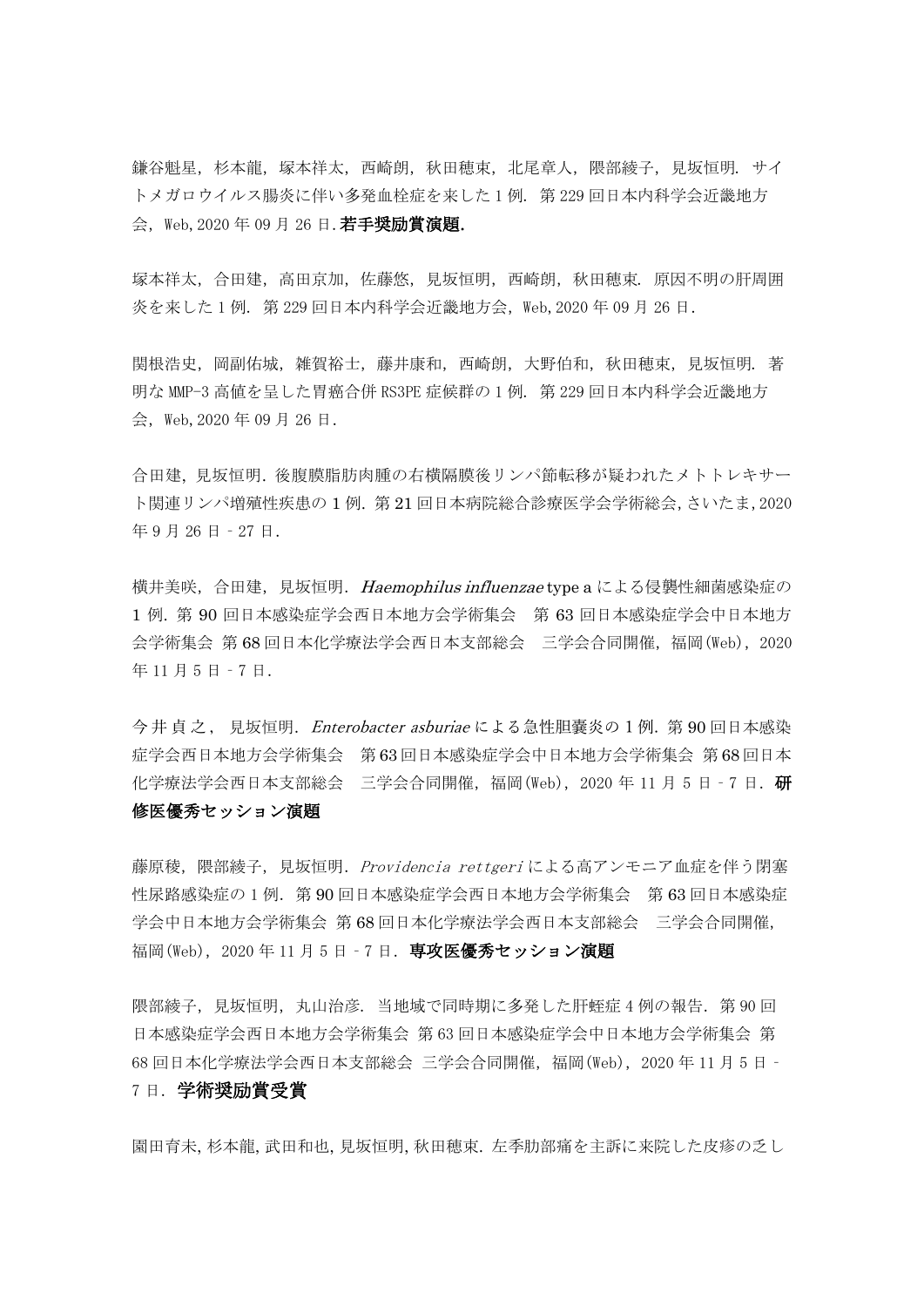鎌谷魁星，杉本龍，塚本祥太，西崎朗，秋田穂束，北尾章人，隈部綾子，見坂恒明．サイトメガロウイルス腸炎に伴い多発血栓症を来した1例．第229回日本内科学会近畿地方会，Web,2020年09月26日．**若手奨励賞演題．**

塚本祥太，合田建，高田京加，佐藤悠，見坂恒明，西崎朗，秋田穂束．原因不明の肝周囲炎を来した1例．第229回日本内科学会近畿地方会，Web,2020年09月26日．

関根浩史，岡副佑城，雑賀裕士，藤井康和，西崎朗，大野伯和，秋田穂束，見坂恒明．著明なMMP-3高値を呈した胃癌合併RS3PE症候群の1例．第229回日本内科学会近畿地方会，Web,2020年09月26日．

合田建，見坂恒明．後腹膜脂肪肉腫の右横隔膜後リンパ節転移が疑われたメトトレキサート関連リンパ増殖性疾患の1例．第21回日本病院総合診療医学会学術総会,さいたま,2020年9月26日–27日．

横井美咲，合田建，見坂恒明．*Haemophilus influenzae* type aによる侵襲性細菌感染症の1例．第90回日本感染症学会西日本地方会学術集会　第63回日本感染症学会中日本地方会学術集会 第68回日本化学療法学会西日本支部総会　三学会合同開催，福岡(Web)，2020年11月5日–7日．

今井貞之，見坂恒明．*Enterobacter asburiae*による急性胆嚢炎の1例．第90回日本感染症学会西日本地方会学術集会　第63回日本感染症学会中日本地方会学術集会 第68回日本化学療法学会西日本支部総会　三学会合同開催，福岡(Web)，2020年11月5日–7日．**研修医優秀セッション演題**

藤原稜，隈部綾子，見坂恒明．*Providencia rettgeri*による高アンモニア血症を伴う閉塞性尿路感染症の1例．第90回日本感染症学会西日本地方会学術集会　第63回日本感染症学会中日本地方会学術集会 第68回日本化学療法学会西日本支部総会　三学会合同開催，福岡(Web)，2020年11月5日–7日．**専攻医優秀セッション演題**

隈部綾子，見坂恒明，丸山治彦．当地域で同時期に多発した肝蛭症4例の報告．第90回日本感染症学会西日本地方会学術集会 第63回日本感染症学会中日本地方会学術集会 第68回日本化学療法学会西日本支部総会 三学会合同開催，福岡(Web)，2020年11月5日–7日．**学術奨励賞受賞**

園田育未,杉本龍,武田和也,見坂恒明,秋田穂束．左季肋部痛を主訴に来院した皮疹の乏し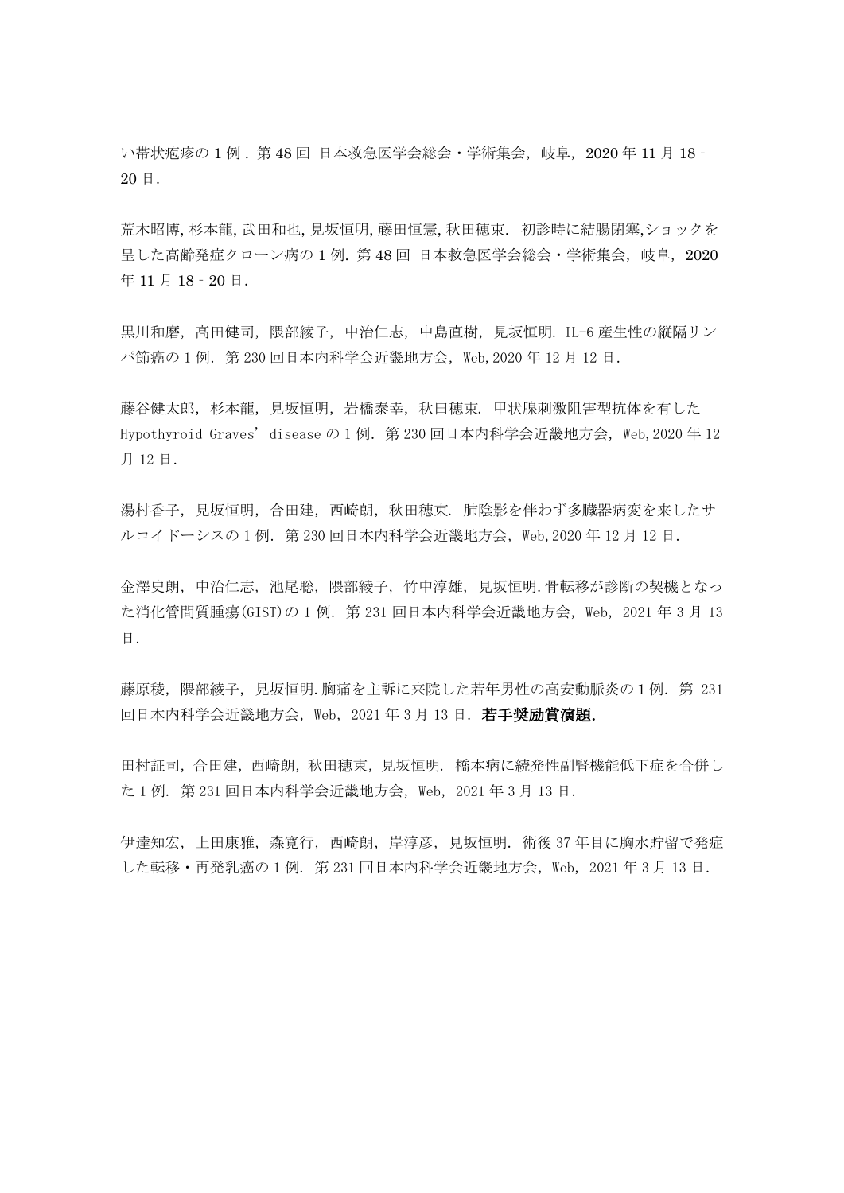い帯状疱疹の 1 例．第 48 回 日本救急医学会総会・学術集会，岐阜，2020 年 11 月 18‐20 日．

荒木昭博, 杉本龍, 武田和也, 見坂恒明, 藤田恒憲, 秋田穂束． 初診時に結腸閉塞,ショックを呈した高齢発症クローン病の 1 例．第 48 回 日本救急医学会総会・学術集会，岐阜，2020 年 11 月 18‐20 日．

黒川和磨，高田健司，隈部綾子，中治仁志，中島直樹，見坂恒明．IL-6 産生性の縦隔リンパ節癌の 1 例．第 230 回日本内科学会近畿地方会，Web,2020 年 12 月 12 日．

藤谷健太郎，杉本龍，見坂恒明，岩橋泰幸，秋田穂束．甲状腺刺激阻害型抗体を有した Hypothyroid Graves' disease の 1 例．第 230 回日本内科学会近畿地方会，Web,2020 年 12 月 12 日．

湯村香子，見坂恒明，合田建，西崎朗，秋田穂束．肺陰影を伴わず多臓器病変を来したサルコイドーシスの 1 例．第 230 回日本内科学会近畿地方会，Web,2020 年 12 月 12 日．

金澤史朗，中治仁志，池尾聡，隈部綾子，竹中淳雄，見坂恒明.骨転移が診断の契機となった消化管間質腫瘍(GIST)の 1 例．第 231 回日本内科学会近畿地方会，Web，2021 年 3 月 13 日．

藤原稜，隈部綾子，見坂恒明.胸痛を主訴に来院した若年男性の高安動脈炎の 1 例．第 231 回日本内科学会近畿地方会，Web，2021 年 3 月 13 日．**若手奨励賞演題．**

田村証司，合田建，西崎朗，秋田穂束，見坂恒明．橋本病に続発性副腎機能低下症を合併した 1 例．第 231 回日本内科学会近畿地方会，Web，2021 年 3 月 13 日．

伊達知宏，上田康雅，森寛行，西崎朗，岸淳彦，見坂恒明．術後 37 年目に胸水貯留で発症した転移・再発乳癌の 1 例．第 231 回日本内科学会近畿地方会，Web，2021 年 3 月 13 日．